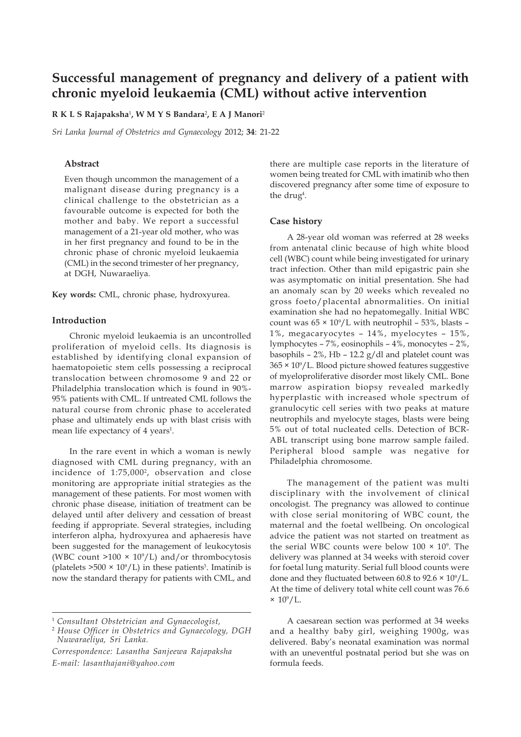# Successful management of pregnancy and delivery of a patient with chronic myeloid leukaemia (CML) without active intervention

**R K L S Rajapaksha**[1]**, W M Y S Bandara**[2]**, E A J Manori**[2]

*Sri Lanka Journal of Obstetrics and Gynaecology* 2012; **34**: 21-22

### Abstract

Even though uncommon the management of a malignant disease during pregnancy is a clinical challenge to the obstetrician as a favourable outcome is expected for both the mother and baby. We report a successful management of a 21-year old mother, who was in her first pregnancy and found to be in the chronic phase of chronic myeloid leukaemia (CML) in the second trimester of her pregnancy, at DGH, Nuwaraeliya.

**Key words:** CML, chronic phase, hydroxyurea.

### Introduction

Chronic myeloid leukaemia is an uncontrolled proliferation of myeloid cells. Its diagnosis is established by identifying clonal expansion of haematopoietic stem cells possessing a reciprocal translocation between chromosome 9 and 22 or Philadelphia translocation which is found in 90%-95% patients with CML. If untreated CML follows the natural course from chronic phase to accelerated phase and ultimately ends up with blast crisis with mean life expectancy of 4 years[1].

In the rare event in which a woman is newly diagnosed with CML during pregnancy, with an incidence of 1:75,000[2], observation and close monitoring are appropriate initial strategies as the management of these patients. For most women with chronic phase disease, initiation of treatment can be delayed until after delivery and cessation of breast feeding if appropriate. Several strategies, including interferon alpha, hydroxyurea and aphaeresis have been suggested for the management of leukocytosis (WBC count $>100 \times 10^9$/L) and/or thrombocytosis (platelets $>500 \times 10^9$/L) in these patients[3]. Imatinib is now the standard therapy for patients with CML, and there are multiple case reports in the literature of women being treated for CML with imatinib who then discovered pregnancy after some time of exposure to the drug[4].

### Case history

A 28-year old woman was referred at 28 weeks from antenatal clinic because of high white blood cell (WBC) count while being investigated for urinary tract infection. Other than mild epigastric pain she was asymptomatic on initial presentation. She had an anomaly scan by 20 weeks which revealed no gross foeto/placental abnormalities. On initial examination she had no hepatomegally. Initial WBC count was $65 \times 10^9$/L with neutrophil – 53%, blasts – 1%, megacaryocytes – 14%, myelocytes – 15%, lymphocytes – 7%, eosinophils – 4%, monocytes – 2%, basophils – 2%, Hb – 12.2 g/dl and platelet count was $365 \times 10^9$/L. Blood picture showed features suggestive of myeloproliferative disorder most likely CML. Bone marrow aspiration biopsy revealed markedly hyperplastic with increased whole spectrum of granulocytic cell series with two peaks at mature neutrophils and myelocyte stages, blasts were being 5% out of total nucleated cells. Detection of BCR-ABL transcript using bone marrow sample failed. Peripheral blood sample was negative for Philadelphia chromosome.

The management of the patient was multi disciplinary with the involvement of clinical oncologist. The pregnancy was allowed to continue with close serial monitoring of WBC count, the maternal and the foetal wellbeing. On oncological advice the patient was not started on treatment as the serial WBC counts were below $100 \times 10^9$. The delivery was planned at 34 weeks with steroid cover for foetal lung maturity. Serial full blood counts were done and they fluctuated between 60.8 to $92.6 \times 10^9$/L. At the time of delivery total white cell count was 76.6 $\times 10^9$/L.

A caesarean section was performed at 34 weeks and a healthy baby girl, weighing 1900g, was delivered. Baby's neonatal examination was normal with an uneventful postnatal period but she was on formula feeds.

---

[1] *Consultant Obstetrician and Gynaecologist,*

[2] *House Officer in Obstetrics and Gynaecology, DGH Nuwaraeliya, Sri Lanka.*

*Correspondence: Lasantha Sanjeewa Rajapaksha*
*E-mail: lasanthajani@yahoo.com*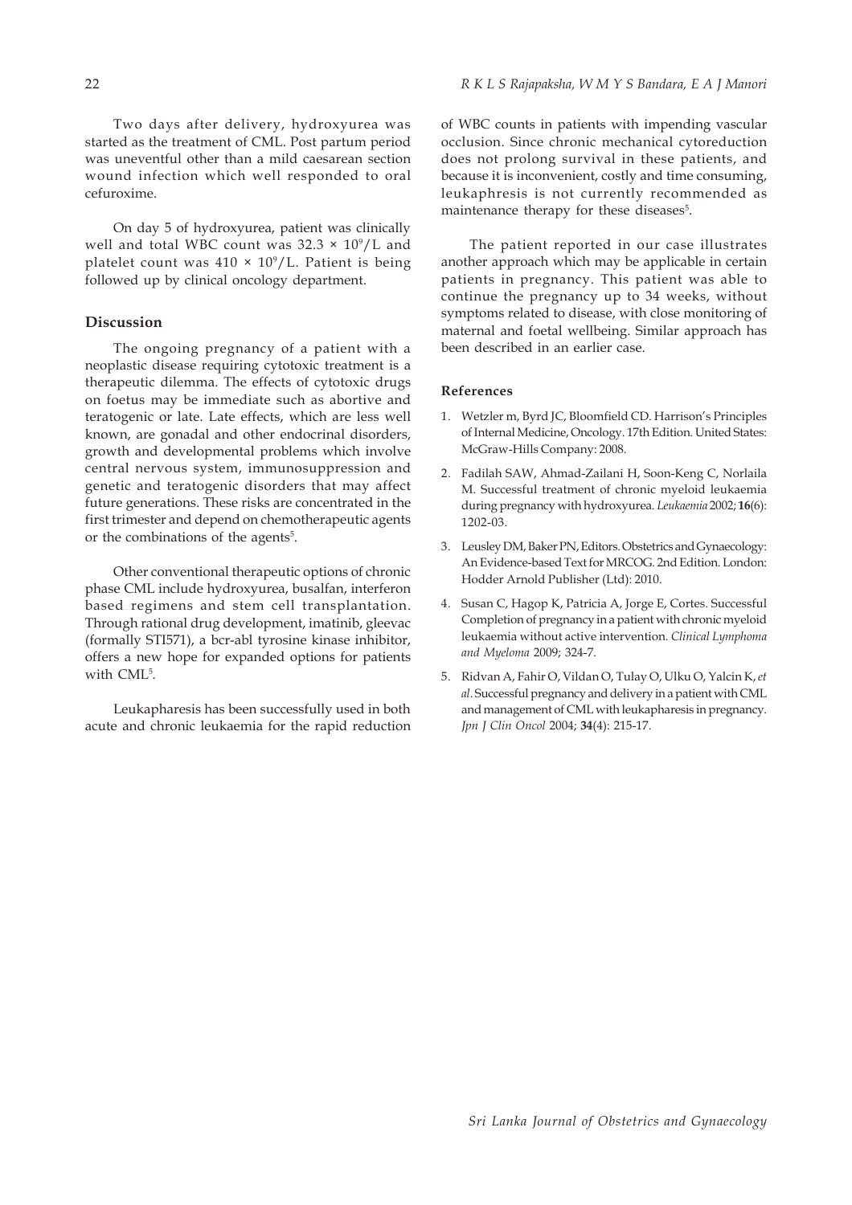Two days after delivery, hydroxyurea was started as the treatment of CML. Post partum period was uneventful other than a mild caesarean section wound infection which well responded to oral cefuroxime.

On day 5 of hydroxyurea, patient was clinically well and total WBC count was $32.3 \times 10^9$/L and platelet count was $410 \times 10^9$/L. Patient is being followed up by clinical oncology department.

## Discussion

The ongoing pregnancy of a patient with a neoplastic disease requiring cytotoxic treatment is a therapeutic dilemma. The effects of cytotoxic drugs on foetus may be immediate such as abortive and teratogenic or late. Late effects, which are less well known, are gonadal and other endocrinal disorders, growth and developmental problems which involve central nervous system, immunosuppression and genetic and teratogenic disorders that may affect future generations. These risks are concentrated in the first trimester and depend on chemotherapeutic agents or the combinations of the agents[5].

Other conventional therapeutic options of chronic phase CML include hydroxyurea, busalfan, interferon based regimens and stem cell transplantation. Through rational drug development, imatinib, gleevac (formally STI571), a bcr-abl tyrosine kinase inhibitor, offers a new hope for expanded options for patients with CML[5].

Leukapharesis has been successfully used in both acute and chronic leukaemia for the rapid reduction of WBC counts in patients with impending vascular occlusion. Since chronic mechanical cytoreduction does not prolong survival in these patients, and because it is inconvenient, costly and time consuming, leukaphresis is not currently recommended as maintenance therapy for these diseases[5].

The patient reported in our case illustrates another approach which may be applicable in certain patients in pregnancy. This patient was able to continue the pregnancy up to 34 weeks, without symptoms related to disease, with close monitoring of maternal and foetal wellbeing. Similar approach has been described in an earlier case.

### References

1. Wetzler m, Byrd JC, Bloomfield CD. Harrison's Principles of Internal Medicine, Oncology. 17th Edition. United States: McGraw-Hills Company: 2008.
2. Fadilah SAW, Ahmad-Zailani H, Soon-Keng C, Norlaila M. Successful treatment of chronic myeloid leukaemia during pregnancy with hydroxyurea. *Leukaemia* 2002; **16**(6): 1202-03.
3. Leusley DM, Baker PN, Editors. Obstetrics and Gynaecology: An Evidence-based Text for MRCOG. 2nd Edition. London: Hodder Arnold Publisher (Ltd): 2010.
4. Susan C, Hagop K, Patricia A, Jorge E, Cortes. Successful Completion of pregnancy in a patient with chronic myeloid leukaemia without active intervention. *Clinical Lymphoma and Myeloma* 2009; 324-7.
5. Ridvan A, Fahir O, Vildan O, Tulay O, Ulku O, Yalcin K, *et al*. Successful pregnancy and delivery in a patient with CML and management of CML with leukapharesis in pregnancy. *Jpn J Clin Oncol* 2004; **34**(4): 215-17.